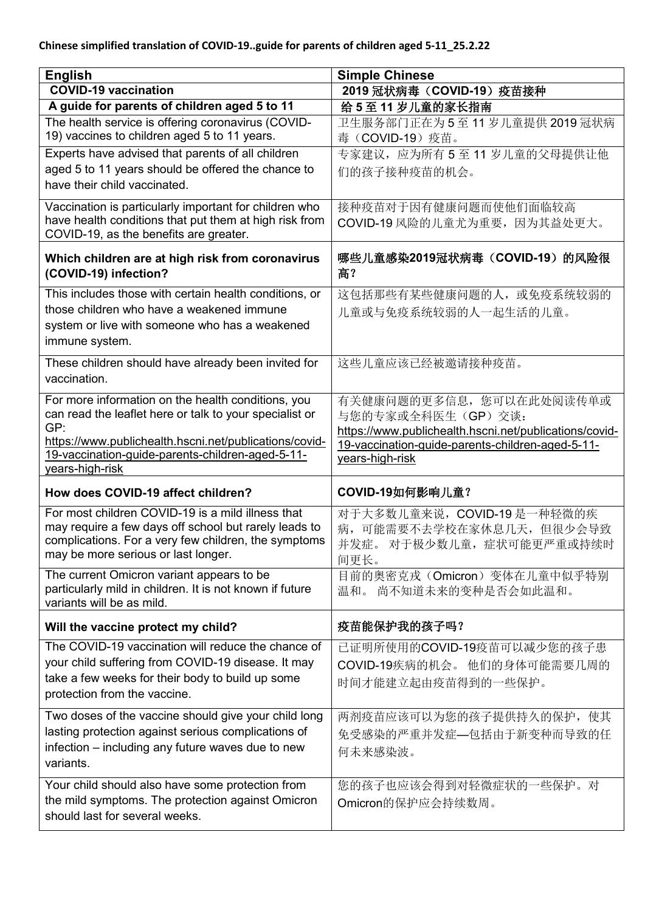**Chinese simplified translation of COVID-19..guide for parents of children aged 5-11_25.2.22**

| English | Simple Chinese |
| --- | --- |
| **COVID-19 vaccination** | **2019 冠状病毒（COVID-19）疫苗接种** |
| **A guide for parents of children aged 5 to 11** | **给 5 至 11 岁儿童的家长指南** |
| The health service is offering coronavirus (COVID-19) vaccines to children aged 5 to 11 years. | 卫生服务部门正在为 5 至 11 岁儿童提供 2019 冠状病毒（COVID-19）疫苗。 |
| Experts have advised that parents of all children aged 5 to 11 years should be offered the chance to have their child vaccinated. | 专家建议，应为所有 5 至 11 岁儿童的父母提供让他们的孩子接种疫苗的机会。 |
| Vaccination is particularly important for children who have health conditions that put them at high risk from COVID-19, as the benefits are greater. | 接种疫苗对于因有健康问题而使他们面临较高 COVID-19 风险的儿童尤为重要，因为其益处更大。 |
| **Which children are at high risk from coronavirus (COVID-19) infection?** | **哪些儿童感染2019冠状病毒（COVID-19）的风险很高？** |
| This includes those with certain health conditions, or those children who have a weakened immune system or live with someone who has a weakened immune system. | 这包括那些有某些健康问题的人，或免疫系统较弱的儿童或与免疫系统较弱的人一起生活的儿童。 |
| These children should have already been invited for vaccination. | 这些儿童应该已经被邀请接种疫苗。 |
| For more information on the health conditions, you can read the leaflet here or talk to your specialist or GP: https://www.publichealth.hscni.net/publications/covid-19-vaccination-guide-parents-children-aged-5-11-years-high-risk | 有关健康问题的更多信息，您可以在此处阅读传单或与您的专家或全科医生（GP）交谈：https://www.publichealth.hscni.net/publications/covid-19-vaccination-guide-parents-children-aged-5-11-years-high-risk |
| **How does COVID-19 affect children?** | **COVID-19如何影响儿童？** |
| For most children COVID-19 is a mild illness that may require a few days off school but rarely leads to complications. For a very few children, the symptoms may be more serious or last longer. | 对于大多数儿童来说，COVID-19 是一种轻微的疾病，可能需要不去学校在家休息几天，但很少会导致并发症。 对于极少数儿童，症状可能更严重或持续时间更长。 |
| The current Omicron variant appears to be particularly mild in children. It is not known if future variants will be as mild. | 目前的奥密克戎（Omicron）变体在儿童中似乎特别温和。 尚不知道未来的变种是否会如此温和。 |
| **Will the vaccine protect my child?** | **疫苗能保护我的孩子吗？** |
| The COVID-19 vaccination will reduce the chance of your child suffering from COVID-19 disease. It may take a few weeks for their body to build up some protection from the vaccine. | 已证明所使用的COVID-19疫苗可以减少您的孩子患COVID-19疾病的机会。 他们的身体可能需要几周的时间才能建立起由疫苗得到的一些保护。 |
| Two doses of the vaccine should give your child long lasting protection against serious complications of infection – including any future waves due to new variants. | 两剂疫苗应该可以为您的孩子提供持久的保护，使其免受感染的严重并发症—包括由于新变种而导致的任何未来感染波。 |
| Your child should also have some protection from the mild symptoms. The protection against Omicron should last for several weeks. | 您的孩子也应该会得到对轻微症状的一些保护。对Omicron的保护应会持续数周。 |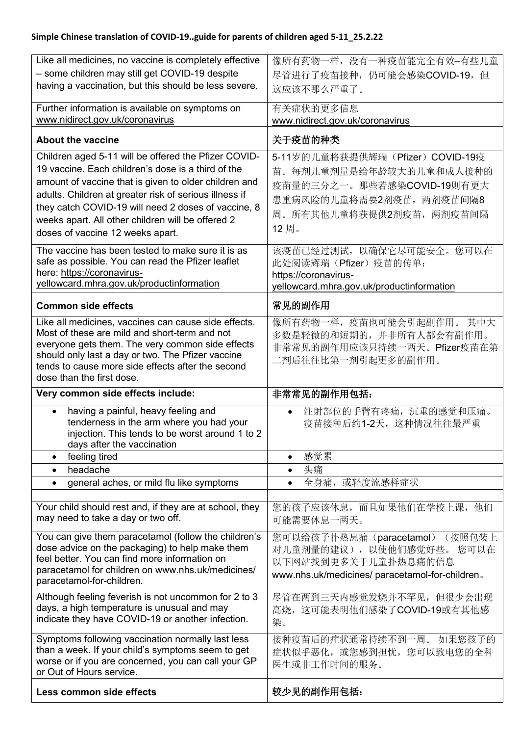**Simple Chinese translation of COVID-19..guide for parents of children aged 5-11_25.2.22**

| | |
|---|---|
| Like all medicines, no vaccine is completely effective – some children may still get COVID-19 despite having a vaccination, but this should be less severe. | 像所有药物一样，没有一种疫苗能完全有效–有些儿童尽管进行了疫苗接种，仍可能会感染COVID-19，但这应该不那么严重了。 |
| Further information is available on symptoms on www.nidirect.gov.uk/coronavirus | 有关症状的更多信息 www.nidirect.gov.uk/coronavirus |
| **About the vaccine** | **关于疫苗的种类** |
| Children aged 5-11 will be offered the Pfizer COVID-19 vaccine. Each children's dose is a third of the amount of vaccine that is given to older children and adults. Children at greater risk of serious illness if they catch COVID-19 will need 2 doses of vaccine, 8 weeks apart. All other children will be offered 2 doses of vaccine 12 weeks apart. | 5-11岁的儿童将获提供辉瑞（Pfizer）COVID-19疫苗。每剂儿童剂量是给年龄较大的儿童和成人接种的疫苗量的三分之一。那些若感染COVID-19则有更大患重病风险的儿童将需要2剂疫苗，两剂疫苗间隔8周。所有其他儿童将获提供2剂疫苗，两剂疫苗间隔12 周。 |
| The vaccine has been tested to make sure it is as safe as possible. You can read the Pfizer leaflet here: https://coronavirus-yellowcard.mhra.gov.uk/productinformation | 该疫苗已经过测试，以确保它尽可能安全。您可以在此处阅读辉瑞（Pfizer）疫苗的传单：https://coronavirus-yellowcard.mhra.gov.uk/productinformation |
| **Common side effects** | **常见的副作用** |
| Like all medicines, vaccines can cause side effects. Most of these are mild and short-term and not everyone gets them. The very common side effects should only last a day or two. The Pfizer vaccine tends to cause more side effects after the second dose than the first dose. | 像所有药物一样，疫苗也可能会引起副作用。 其中大多数是轻微的和短期的，并非所有人都会有副作用。非常常见的副作用应该只持续一两天。Pfizer疫苗在第二剂后往往比第一剂引起更多的副作用。 |
| **Very common side effects include:** | **非常常见的副作用包括：** |
| • having a painful, heavy feeling and tenderness in the arm where you had your injection. This tends to be worst around 1 to 2 days after the vaccination | • 注射部位的手臂有疼痛，沉重的感觉和压痛。疫苗接种后约1-2天，这种情况往往最严重 |
| • feeling tired | • 感觉累 |
| • headache | • 头痛 |
| • general aches, or mild flu like symptoms | • 全身痛，或轻度流感样症状 |
| | |
| Your child should rest and, if they are at school, they may need to take a day or two off. | 您的孩子应该休息，而且如果他们在学校上课，他们可能需要休息一两天。 |
| You can give them paracetamol (follow the children's dose advice on the packaging) to help make them feel better. You can find more information on paracetamol for children on www.nhs.uk/medicines/ paracetamol-for-children. | 您可以给孩子扑热息痛（paracetamol）（按照包装上对儿童剂量的建议），以使他们感觉好些。 您可以在以下网站找到更多关于儿童扑热息痛的信息 www.nhs.uk/medicines/ paracetamol-for-children。 |
| Although feeling feverish is not uncommon for 2 to 3 days, a high temperature is unusual and may indicate they have COVID-19 or another infection. | 尽管在两到三天内感觉发烧并不罕见，但很少会出现高烧，这可能表明他们感染了COVID-19或有其他感染。 |
| Symptoms following vaccination normally last less than a week. If your child's symptoms seem to get worse or if you are concerned, you can call your GP or Out of Hours service. | 接种疫苗后的症状通常持续不到一周。 如果您孩子的症状似乎恶化，或您感到担忧，您可以致电您的全科医生或非工作时间的服务。 |
| **Less common side effects** | **较少见的副作用包括：** |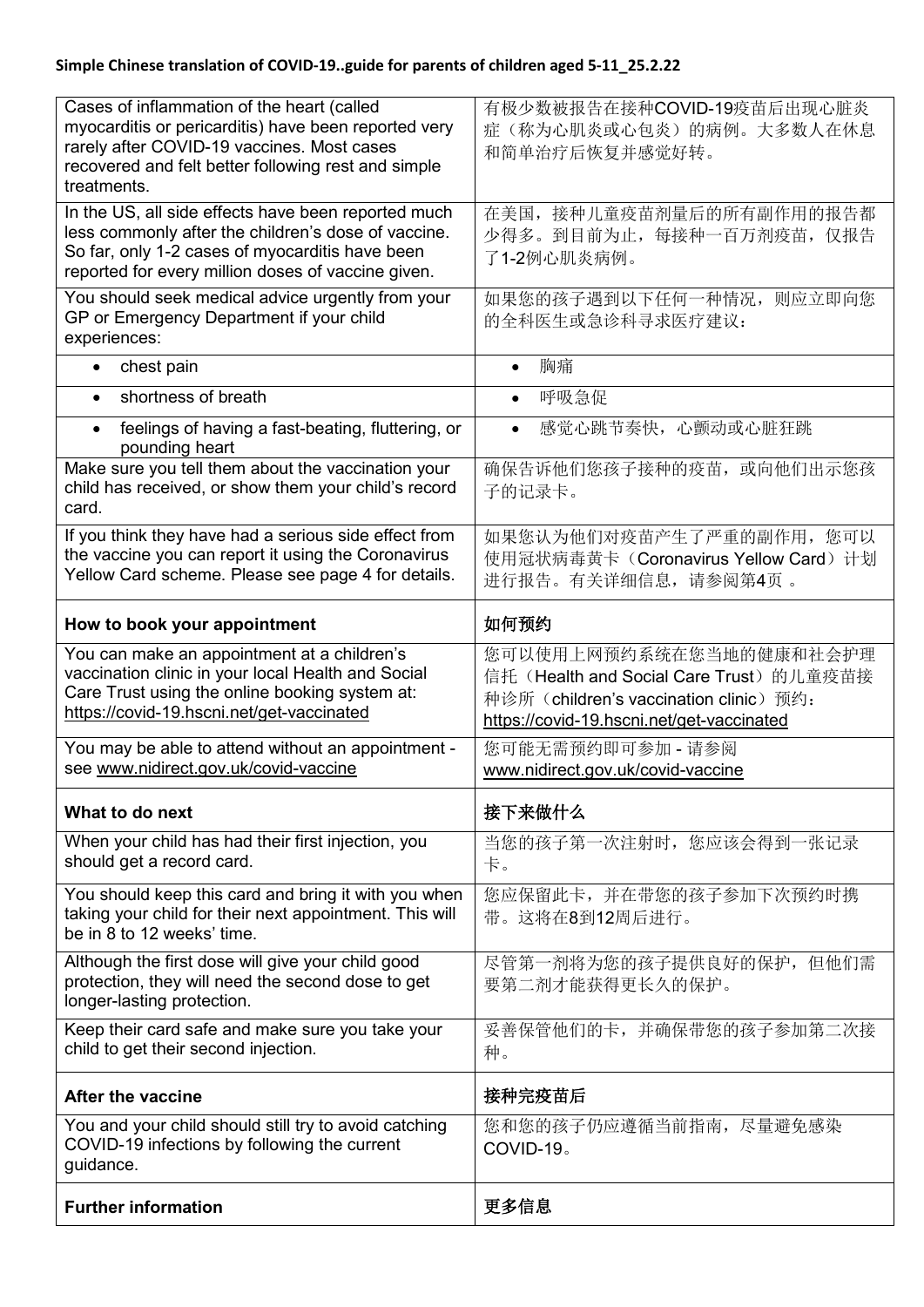**Simple Chinese translation of COVID-19..guide for parents of children aged 5-11_25.2.22**

| | |
|---|---|
| Cases of inflammation of the heart (called myocarditis or pericarditis) have been reported very rarely after COVID-19 vaccines. Most cases recovered and felt better following rest and simple treatments. | 有极少数被报告在接种COVID-19疫苗后出现心脏炎症（称为心肌炎或心包炎）的病例。大多数人在休息和简单治疗后恢复并感觉好转。 |
| In the US, all side effects have been reported much less commonly after the children's dose of vaccine. So far, only 1-2 cases of myocarditis have been reported for every million doses of vaccine given. | 在美国，接种儿童疫苗剂量后的所有副作用的报告都少得多。到目前为止，每接种一百万剂疫苗，仅报告了1-2例心肌炎病例。 |
| You should seek medical advice urgently from your GP or Emergency Department if your child experiences: | 如果您的孩子遇到以下任何一种情况，则应立即向您的全科医生或急诊科寻求医疗建议： |
| • chest pain | • 胸痛 |
| • shortness of breath | • 呼吸急促 |
| • feelings of having a fast-beating, fluttering, or pounding heart | • 感觉心跳节奏快，心颤动或心脏狂跳 |
| Make sure you tell them about the vaccination your child has received, or show them your child's record card. | 确保告诉他们您孩子接种的疫苗，或向他们出示您孩子的记录卡。 |
| If you think they have had a serious side effect from the vaccine you can report it using the Coronavirus Yellow Card scheme. Please see page 4 for details. | 如果您认为他们对疫苗产生了严重的副作用，您可以使用冠状病毒黄卡（Coronavirus Yellow Card）计划进行报告。有关详细信息，请参阅第4页 。 |
| **How to book your appointment** | **如何预约** |
| You can make an appointment at a children's vaccination clinic in your local Health and Social Care Trust using the online booking system at: https://covid-19.hscni.net/get-vaccinated | 您可以使用上网预约系统在您当地的健康和社会护理信托（Health and Social Care Trust）的儿童疫苗接种诊所（children's vaccination clinic）预约：https://covid-19.hscni.net/get-vaccinated |
| You may be able to attend without an appointment - see www.nidirect.gov.uk/covid-vaccine | 您可能无需预约即可参加 - 请参阅 www.nidirect.gov.uk/covid-vaccine |
| **What to do next** | **接下来做什么** |
| When your child has had their first injection, you should get a record card. | 当您的孩子第一次注射时，您应该会得到一张记录卡。 |
| You should keep this card and bring it with you when taking your child for their next appointment. This will be in 8 to 12 weeks' time. | 您应保留此卡，并在带您的孩子参加下次预约时携带。这将在8到12周后进行。 |
| Although the first dose will give your child good protection, they will need the second dose to get longer-lasting protection. | 尽管第一剂将为您的孩子提供良好的保护，但他们需要第二剂才能获得更长久的保护。 |
| Keep their card safe and make sure you take your child to get their second injection. | 妥善保管他们的卡，并确保带您的孩子参加第二次接种。 |
| **After the vaccine** | **接种完疫苗后** |
| You and your child should still try to avoid catching COVID-19 infections by following the current guidance. | 您和您的孩子仍应遵循当前指南，尽量避免感染COVID-19。 |
| **Further information** | **更多信息** |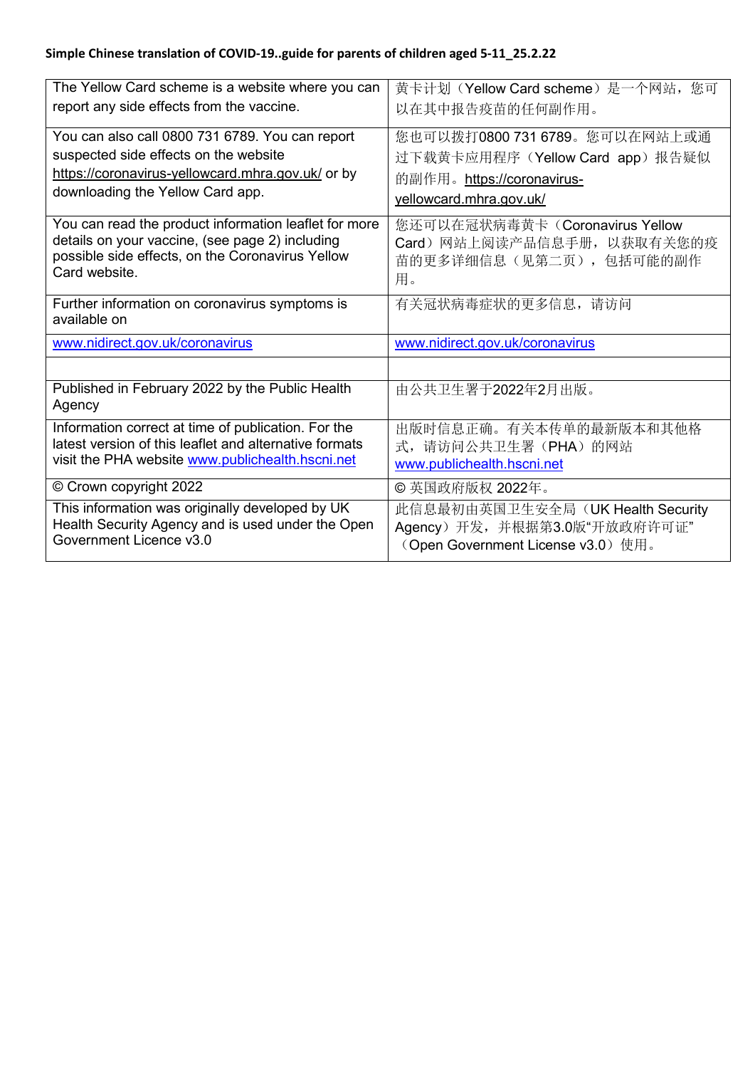**Simple Chinese translation of COVID-19..guide for parents of children aged 5-11_25.2.22**

| | |
|---|---|
| The Yellow Card scheme is a website where you can report any side effects from the vaccine. | 黄卡计划（Yellow Card scheme）是一个网站，您可以在其中报告疫苗的任何副作用。 |
| You can also call 0800 731 6789. You can report suspected side effects on the website https://coronavirus-yellowcard.mhra.gov.uk/ or by downloading the Yellow Card app. | 您也可以拨打0800 731 6789。您可以在网站上或通过下载黄卡应用程序（Yellow Card app）报告疑似的副作用。https://coronavirus-yellowcard.mhra.gov.uk/ |
| You can read the product information leaflet for more details on your vaccine, (see page 2) including possible side effects, on the Coronavirus Yellow Card website. | 您还可以在冠状病毒黄卡（Coronavirus Yellow Card）网站上阅读产品信息手册，以获取有关您的疫苗的更多详细信息（见第二页），包括可能的副作用。 |
| Further information on coronavirus symptoms is available on | 有关冠状病毒症状的更多信息，请访问 |
| www.nidirect.gov.uk/coronavirus | www.nidirect.gov.uk/coronavirus |
| | |
| Published in February 2022 by the Public Health Agency | 由公共卫生署于2022年2月出版。 |
| Information correct at time of publication. For the latest version of this leaflet and alternative formats visit the PHA website www.publichealth.hscni.net | 出版时信息正确。有关本传单的最新版本和其他格式，请访问公共卫生署（PHA）的网站 www.publichealth.hscni.net |
| © Crown copyright 2022 | © 英国政府版权 2022年。 |
| This information was originally developed by UK Health Security Agency and is used under the Open Government Licence v3.0 | 此信息最初由英国卫生安全局（UK Health Security Agency）开发，并根据第3.0版"开放政府许可证"（Open Government License v3.0）使用。 |